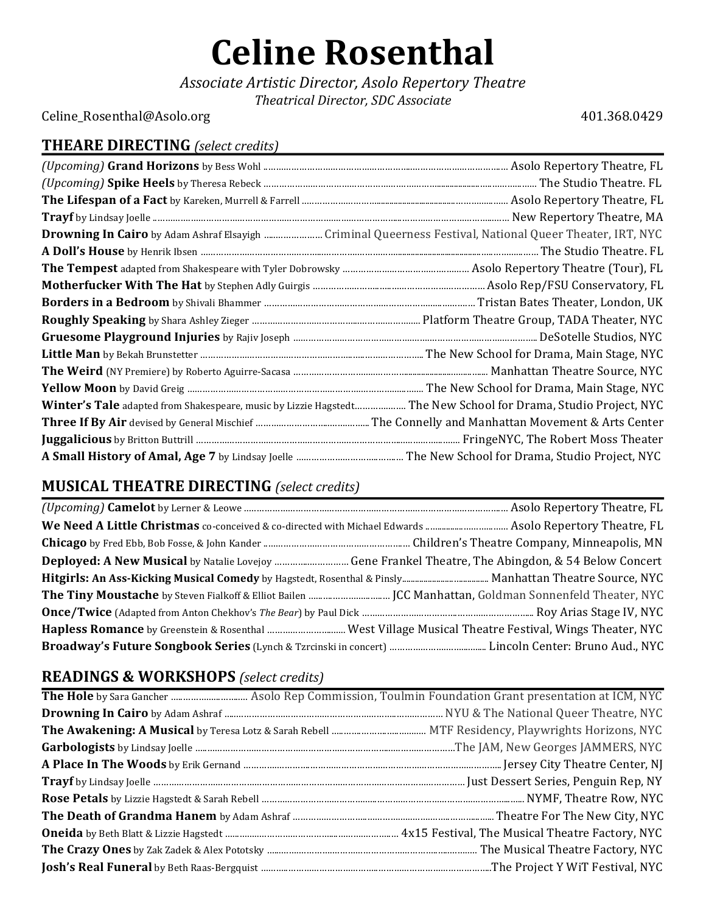# Celine Rosenthal

*Associate Artistic Director, Asolo Repertory Theatre*
*Theatrical Director, SDC Associate*

Celine_Rosenthal@Asolo.org 401.368.0429

## THEARE DIRECTING *(select credits)*

*(Upcoming)* **Grand Horizons** by Bess Wohl ... Asolo Repertory Theatre, FL
*(Upcoming)* **Spike Heels** by Theresa Rebeck ... The Studio Theatre. FL
**The Lifespan of a Fact** by Kareken, Murrell & Farrell ... Asolo Repertory Theatre, FL
**Trayf** by Lindsay Joelle ... New Repertory Theatre, MA
**Drowning In Cairo** by Adam Ashraf Elsayigh ... Criminal Queerness Festival, National Queer Theater, IRT, NYC
**A Doll's House** by Henrik Ibsen ... The Studio Theatre. FL
**The Tempest** adapted from Shakespeare with Tyler Dobrowsky ... Asolo Repertory Theatre (Tour), FL
**Motherfucker With The Hat** by Stephen Adly Guirgis ... Asolo Rep/FSU Conservatory, FL
**Borders in a Bedroom** by Shivali Bhammer ... Tristan Bates Theater, London, UK
**Roughly Speaking** by Shara Ashley Zieger ... Platform Theatre Group, TADA Theater, NYC
**Gruesome Playground Injuries** by Rajiv Joseph ... DeSotelle Studios, NYC
**Little Man** by Bekah Brunstetter ... The New School for Drama, Main Stage, NYC
**The Weird** (NY Premiere) by Roberto Aguirre-Sacasa ... Manhattan Theatre Source, NYC
**Yellow Moon** by David Greig ... The New School for Drama, Main Stage, NYC
**Winter's Tale** adapted from Shakespeare, music by Lizzie Hagstedt... The New School for Drama, Studio Project, NYC
**Three If By Air** devised by General Mischief ... The Connelly and Manhattan Movement & Arts Center
**Juggalicious** by Britton Buttrill ... FringeNYC, The Robert Moss Theater
**A Small History of Amal, Age 7** by Lindsay Joelle ... The New School for Drama, Studio Project, NYC

## MUSICAL THEATRE DIRECTING *(select credits)*

*(Upcoming)* **Camelot** by Lerner & Leowe ... Asolo Repertory Theatre, FL
**We Need A Little Christmas** co-conceived & co-directed with Michael Edwards ... Asolo Repertory Theatre, FL
**Chicago** by Fred Ebb, Bob Fosse, & John Kander ... Children's Theatre Company, Minneapolis, MN
**Deployed: A New Musical** by Natalie Lovejoy ... Gene Frankel Theatre, The Abingdon, & 54 Below Concert
**Hitgirls: An Ass-Kicking Musical Comedy** by Hagstedt, Rosenthal & Pinsly... Manhattan Theatre Source, NYC
**The Tiny Moustache** by Steven Fialkoff & Elliot Bailen ... JCC Manhattan, Goldman Sonnenfeld Theater, NYC
**Once/Twice** (Adapted from Anton Chekhov's *The Bear*) by Paul Dick ... Roy Arias Stage IV, NYC
**Hapless Romance** by Greenstein & Rosenthal ... West Village Musical Theatre Festival, Wings Theater, NYC
**Broadway's Future Songbook Series** (Lynch & Tzrcinski in concert) ... Lincoln Center: Bruno Aud., NYC

## READINGS & WORKSHOPS *(select credits)*

**The Hole** by Sara Gancher ... Asolo Rep Commission, Toulmin Foundation Grant presentation at ICM, NYC
**Drowning In Cairo** by Adam Ashraf ... NYU & The National Queer Theatre, NYC
**The Awakening: A Musical** by Teresa Lotz & Sarah Rebell ... MTF Residency, Playwrights Horizons, NYC
**Garbologists** by Lindsay Joelle ...The JAM, New Georges JAMMERS, NYC
**A Place In The Woods** by Erik Gernand ... Jersey City Theatre Center, NJ
**Trayf** by Lindsay Joelle ... Just Dessert Series, Penguin Rep, NY
**Rose Petals** by Lizzie Hagstedt & Sarah Rebell ... NYMF, Theatre Row, NYC
**The Death of Grandma Hanem** by Adam Ashraf ... Theatre For The New City, NYC
**Oneida** by Beth Blatt & Lizzie Hagstedt ... 4x15 Festival, The Musical Theatre Factory, NYC
**The Crazy Ones** by Zak Zadek & Alex Pototsky ... The Musical Theatre Factory, NYC
**Josh's Real Funeral** by Beth Raas-Bergquist ...The Project Y WiT Festival, NYC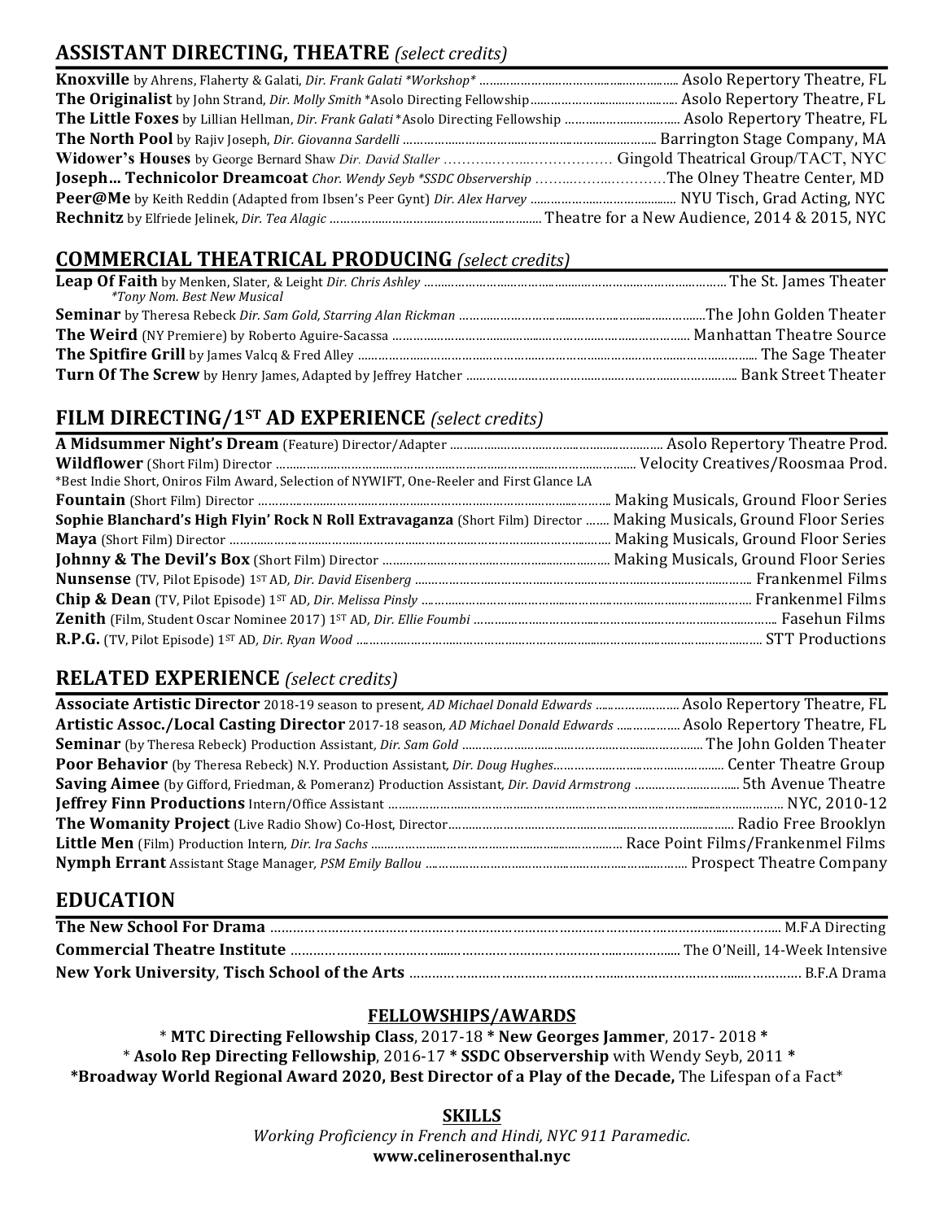## ASSISTANT DIRECTING, THEATRE *(select credits)*

| | |
|---|---|
| **Knoxville** by Ahrens, Flaherty & Galati, *Dir. Frank Galati \*Workshop\** | Asolo Repertory Theatre, FL |
| **The Originalist** by John Strand, *Dir. Molly Smith* \*Asolo Directing Fellowship | Asolo Repertory Theatre, FL |
| **The Little Foxes** by Lillian Hellman, *Dir. Frank Galati* \*Asolo Directing Fellowship | Asolo Repertory Theatre, FL |
| **The North Pool** by Rajiv Joseph, *Dir. Giovanna Sardelli* | Barrington Stage Company, MA |
| **Widower's Houses** by George Bernard Shaw *Dir. David Staller* | Gingold Theatrical Group/TACT, NYC |
| **Joseph… Technicolor Dreamcoat** *Chor. Wendy Seyb \*SSDC Observership* | The Olney Theatre Center, MD |
| **Peer@Me** by Keith Reddin (Adapted from Ibsen's Peer Gynt) *Dir. Alex Harvey* | NYU Tisch, Grad Acting, NYC |
| **Rechnitz** by Elfriede Jelinek, *Dir. Tea Alagic* | Theatre for a New Audience, 2014 & 2015, NYC |

## COMMERCIAL THEATRICAL PRODUCING *(select credits)*

| | |
|---|---|
| **Leap Of Faith** by Menken, Slater, & Leight *Dir. Chris Ashley* *\*Tony Nom. Best New Musical* | The St. James Theater |
| **Seminar** by Theresa Rebeck *Dir. Sam Gold, Starring Alan Rickman* | The John Golden Theater |
| **The Weird** (NY Premiere) by Roberto Aguire-Sacassa | Manhattan Theatre Source |
| **The Spitfire Grill** by James Valcq & Fred Alley | The Sage Theater |
| **Turn Of The Screw** by Henry James, Adapted by Jeffrey Hatcher | Bank Street Theater |

## FILM DIRECTING/1ST AD EXPERIENCE *(select credits)*

| | |
|---|---|
| **A Midsummer Night's Dream** (Feature) Director/Adapter | Asolo Repertory Theatre Prod. |
| **Wildflower** (Short Film) Director *Best Indie Short, Oniros Film Award, Selection of NYWIFT, One-Reeler and First Glance LA | Velocity Creatives/Roosmaa Prod. |
| **Fountain** (Short Film) Director | Making Musicals, Ground Floor Series |
| **Sophie Blanchard's High Flyin' Rock N Roll Extravaganza** (Short Film) Director | Making Musicals, Ground Floor Series |
| **Maya** (Short Film) Director | Making Musicals, Ground Floor Series |
| **Johnny & The Devil's Box** (Short Film) Director | Making Musicals, Ground Floor Series |
| **Nunsense** (TV, Pilot Episode) 1ST AD, *Dir. David Eisenberg* | Frankenmel Films |
| **Chip & Dean** (TV, Pilot Episode) 1ST AD, *Dir. Melissa Pinsly* | Frankenmel Films |
| **Zenith** (Film, Student Oscar Nominee 2017) 1ST AD, *Dir. Ellie Foumbi* | Fasehun Films |
| **R.P.G.** (TV, Pilot Episode) 1ST AD, *Dir. Ryan Wood* | STT Productions |

## RELATED EXPERIENCE *(select credits)*

| | |
|---|---|
| **Associate Artistic Director** 2018-19 season to present, *AD Michael Donald Edwards* | Asolo Repertory Theatre, FL |
| **Artistic Assoc./Local Casting Director** 2017-18 season, *AD Michael Donald Edwards* | Asolo Repertory Theatre, FL |
| **Seminar** (by Theresa Rebeck) Production Assistant, *Dir. Sam Gold* | The John Golden Theater |
| **Poor Behavior** (by Theresa Rebeck) N.Y. Production Assistant, *Dir. Doug Hughes* | Center Theatre Group |
| **Saving Aimee** (by Gifford, Friedman, & Pomeranz) Production Assistant, *Dir. David Armstrong* | 5th Avenue Theatre |
| **Jeffrey Finn Productions** Intern/Office Assistant | NYC, 2010-12 |
| **The Womanity Project** (Live Radio Show) Co-Host, Director | Radio Free Brooklyn |
| **Little Men** (Film) Production Intern, *Dir. Ira Sachs* | Race Point Films/Frankenmel Films |
| **Nymph Errant** Assistant Stage Manager, *PSM Emily Ballou* | Prospect Theatre Company |

## EDUCATION

| | |
|---|---|
| **The New School For Drama** | M.F.A Directing |
| **Commercial Theatre Institute** | The O'Neill, 14-Week Intensive |
| **New York University**, **Tisch School of the Arts** | B.F.A Drama |

### FELLOWSHIPS/AWARDS

\* **MTC Directing Fellowship Class**, 2017-18 **\* New Georges Jammer**, 2017- 2018 **\***
\* **Asolo Rep Directing Fellowship**, 2016-17 **\* SSDC Observership** with Wendy Seyb, 2011 **\***
**\*Broadway World Regional Award 2020, Best Director of a Play of the Decade,** The Lifespan of a Fact\*

### SKILLS

*Working Proficiency in French and Hindi, NYC 911 Paramedic.*

**www.celinerosenthal.nyc**